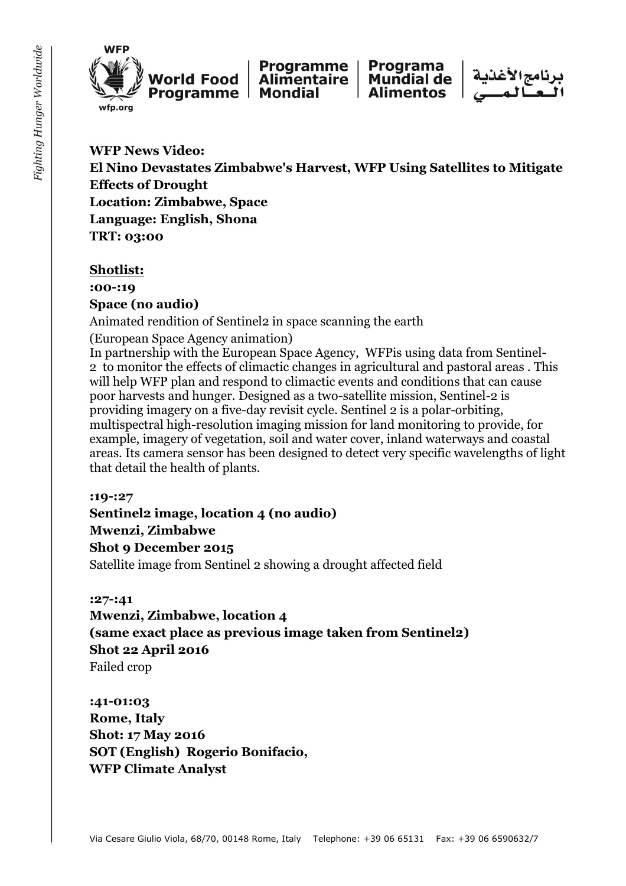**WFP News Video:**
**El Nino Devastates Zimbabwe's Harvest, WFP Using Satellites to Mitigate Effects of Drought**
**Location: Zimbabwe, Space**
**Language: English, Shona**
**TRT: 03:00**

**Shotlist:**

**:00-:19**
**Space (no audio)**
Animated rendition of Sentinel2 in space scanning the earth
(European Space Agency animation)
In partnership with the European Space Agency, WFPis using data from Sentinel-2 to monitor the effects of climactic changes in agricultural and pastoral areas . This will help WFP plan and respond to climactic events and conditions that can cause poor harvests and hunger. Designed as a two-satellite mission, Sentinel-2 is providing imagery on a five-day revisit cycle. Sentinel 2 is a polar-orbiting, multispectral high-resolution imaging mission for land monitoring to provide, for example, imagery of vegetation, soil and water cover, inland waterways and coastal areas. Its camera sensor has been designed to detect very specific wavelengths of light that detail the health of plants.

**:19-:27**
**Sentinel2 image, location 4 (no audio)**
**Mwenzi, Zimbabwe**
**Shot 9 December 2015**
Satellite image from Sentinel 2 showing a drought affected field

**:27-:41**
**Mwenzi, Zimbabwe, location 4**
**(same exact place as previous image taken from Sentinel2)**
**Shot 22 April 2016**
Failed crop

**:41-01:03**
**Rome, Italy**
**Shot: 17 May 2016**
**SOT (English) Rogerio Bonifacio,**
**WFP Climate Analyst**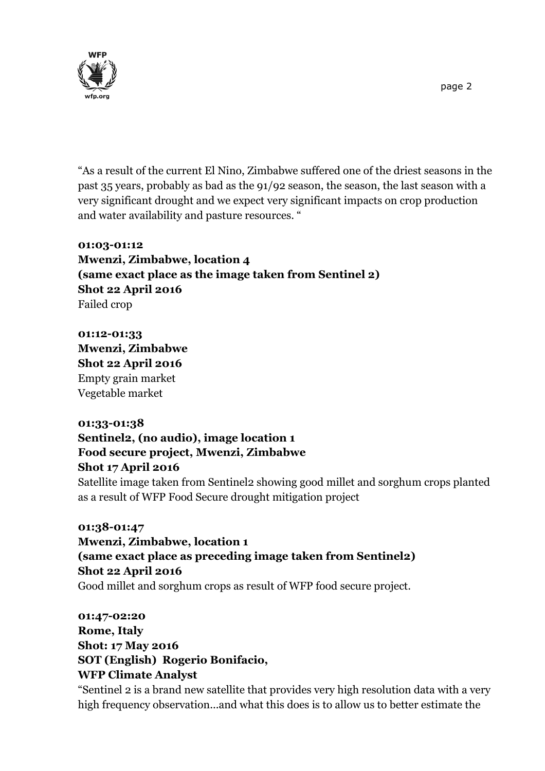"As a result of the current El Nino, Zimbabwe suffered one of the driest seasons in the past 35 years, probably as bad as the 91/92 season, the season, the last season with a very significant drought and we expect very significant impacts on crop production and water availability and pasture resources. "

**01:03-01:12**
**Mwenzi, Zimbabwe, location 4**
**(same exact place as the image taken from Sentinel 2)**
**Shot 22 April 2016**
Failed crop

**01:12-01:33**
**Mwenzi, Zimbabwe**
**Shot 22 April 2016**
Empty grain market
Vegetable market

**01:33-01:38**
**Sentinel2, (no audio), image location 1**
**Food secure project, Mwenzi, Zimbabwe**
**Shot 17 April 2016**
Satellite image taken from Sentinel2 showing good millet and sorghum crops planted as a result of WFP Food Secure drought mitigation project

**01:38-01:47**
**Mwenzi, Zimbabwe, location 1**
**(same exact place as preceding image taken from Sentinel2)**
**Shot 22 April 2016**
Good millet and sorghum crops as result of WFP food secure project.

**01:47-02:20**
**Rome, Italy**
**Shot: 17 May 2016**
**SOT (English) Rogerio Bonifacio,**
**WFP Climate Analyst**
"Sentinel 2 is a brand new satellite that provides very high resolution data with a very high frequency observation…and what this does is to allow us to better estimate the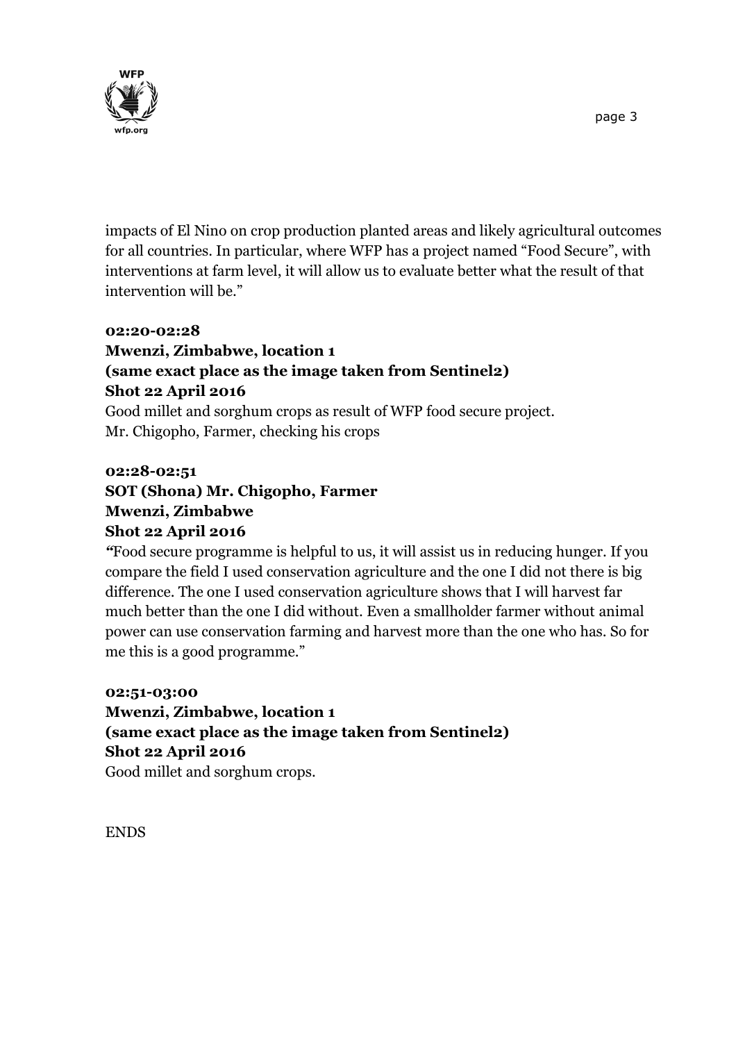impacts of El Nino on crop production planted areas and likely agricultural outcomes for all countries. In particular, where WFP has a project named "Food Secure", with interventions at farm level, it will allow us to evaluate better what the result of that intervention will be."

**02:20-02:28**
**Mwenzi, Zimbabwe, location 1**
**(same exact place as the image taken from Sentinel2)**
**Shot 22 April 2016**
Good millet and sorghum crops as result of WFP food secure project.
Mr. Chigopho, Farmer, checking his crops

**02:28-02:51**
**SOT (Shona) Mr. Chigopho, Farmer**
**Mwenzi, Zimbabwe**
**Shot 22 April 2016**
"Food secure programme is helpful to us, it will assist us in reducing hunger. If you compare the field I used conservation agriculture and the one I did not there is big difference. The one I used conservation agriculture shows that I will harvest far much better than the one I did without. Even a smallholder farmer without animal power can use conservation farming and harvest more than the one who has. So for me this is a good programme."

**02:51-03:00**
**Mwenzi, Zimbabwe, location 1**
**(same exact place as the image taken from Sentinel2)**
**Shot 22 April 2016**
Good millet and sorghum crops.

ENDS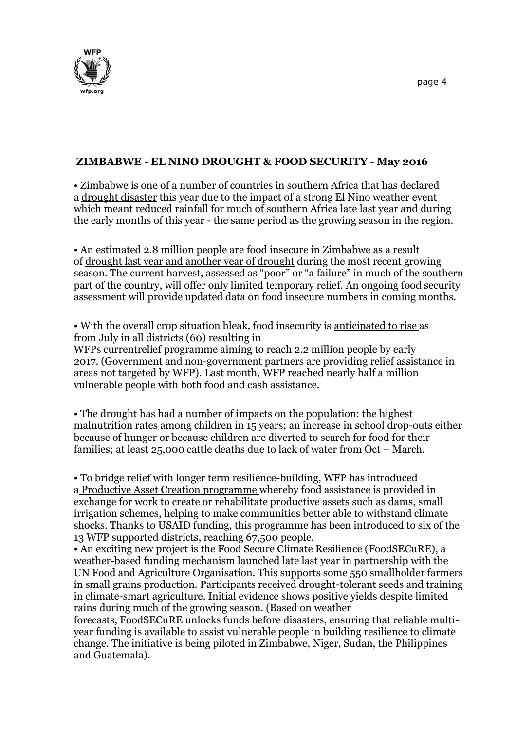**ZIMBABWE - EL NINO DROUGHT & FOOD SECURITY - May 2016**

• Zimbabwe is one of a number of countries in southern Africa that has declared a drought disaster this year due to the impact of a strong El Nino weather event which meant reduced rainfall for much of southern Africa late last year and during the early months of this year - the same period as the growing season in the region.

• An estimated 2.8 million people are food insecure in Zimbabwe as a result of drought last year and another year of drought during the most recent growing season. The current harvest, assessed as "poor" or "a failure" in much of the southern part of the country, will offer only limited temporary relief. An ongoing food security assessment will provide updated data on food insecure numbers in coming months.

• With the overall crop situation bleak, food insecurity is anticipated to rise as from July in all districts (60) resulting in WFPs currentrelief programme aiming to reach 2.2 million people by early 2017. (Government and non-government partners are providing relief assistance in areas not targeted by WFP). Last month, WFP reached nearly half a million vulnerable people with both food and cash assistance.

• The drought has had a number of impacts on the population: the highest malnutrition rates among children in 15 years; an increase in school drop-outs either because of hunger or because children are diverted to search for food for their families; at least 25,000 cattle deaths due to lack of water from Oct – March.

• To bridge relief with longer term resilience-building, WFP has introduced a Productive Asset Creation programme whereby food assistance is provided in exchange for work to create or rehabilitate productive assets such as dams, small irrigation schemes, helping to make communities better able to withstand climate shocks. Thanks to USAID funding, this programme has been introduced to six of the 13 WFP supported districts, reaching 67,500 people.

• An exciting new project is the Food Secure Climate Resilience (FoodSECuRE), a weather-based funding mechanism launched late last year in partnership with the UN Food and Agriculture Organisation. This supports some 550 smallholder farmers in small grains production. Participants received drought-tolerant seeds and training in climate-smart agriculture. Initial evidence shows positive yields despite limited rains during much of the growing season. (Based on weather forecasts, FoodSECuRE unlocks funds before disasters, ensuring that reliable multi-year funding is available to assist vulnerable people in building resilience to climate change. The initiative is being piloted in Zimbabwe, Niger, Sudan, the Philippines and Guatemala).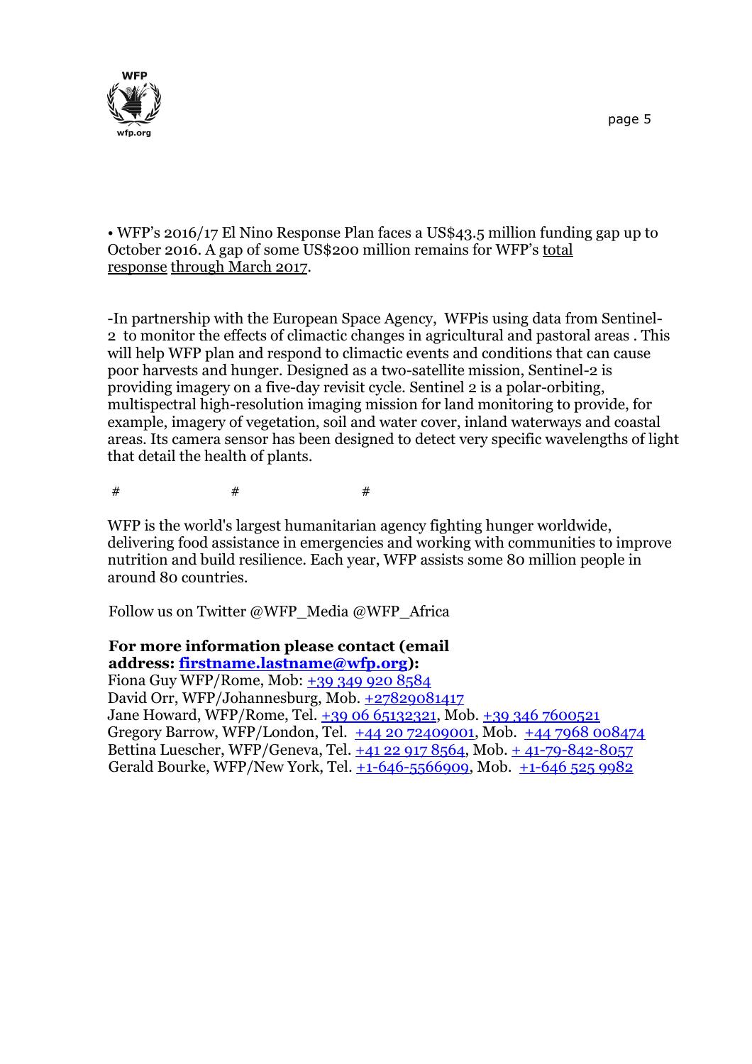• WFP's 2016/17 El Nino Response Plan faces a US$43.5 million funding gap up to October 2016. A gap of some US$200 million remains for WFP's total response through March 2017.

-In partnership with the European Space Agency, WFPis using data from Sentinel-2 to monitor the effects of climactic changes in agricultural and pastoral areas . This will help WFP plan and respond to climactic events and conditions that can cause poor harvests and hunger. Designed as a two-satellite mission, Sentinel-2 is providing imagery on a five-day revisit cycle. Sentinel 2 is a polar-orbiting, multispectral high-resolution imaging mission for land monitoring to provide, for example, imagery of vegetation, soil and water cover, inland waterways and coastal areas. Its camera sensor has been designed to detect very specific wavelengths of light that detail the health of plants.

#                    #                    #

WFP is the world's largest humanitarian agency fighting hunger worldwide, delivering food assistance in emergencies and working with communities to improve nutrition and build resilience. Each year, WFP assists some 80 million people in around 80 countries.

Follow us on Twitter @WFP_Media @WFP_Africa

**For more information please contact (email address: firstname.lastname@wfp.org):**
Fiona Guy WFP/Rome, Mob: +39 349 920 8584
David Orr, WFP/Johannesburg, Mob. +27829081417
Jane Howard, WFP/Rome, Tel. +39 06 65132321, Mob. +39 346 7600521
Gregory Barrow, WFP/London, Tel. +44 20 72409001, Mob. +44 7968 008474
Bettina Luescher, WFP/Geneva, Tel. +41 22 917 8564, Mob. + 41-79-842-8057
Gerald Bourke, WFP/New York, Tel. +1-646-5566909, Mob. +1-646 525 9982